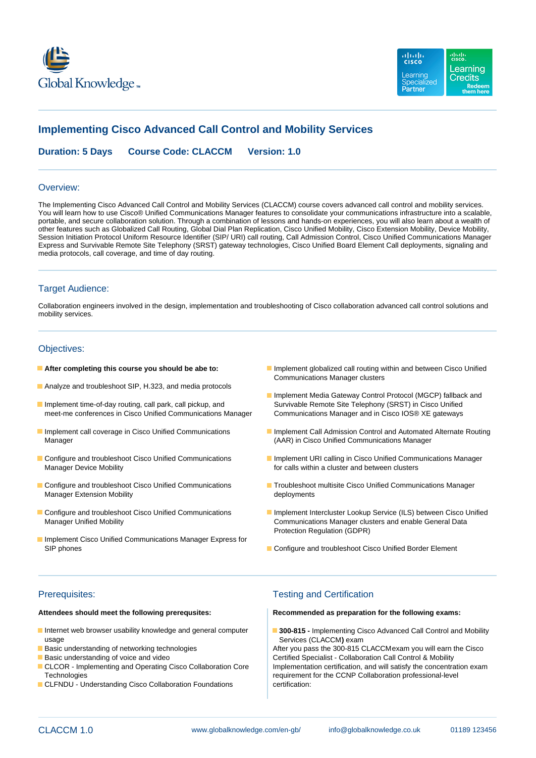# Implementing Cisco Advanced Call Control and Mobility Services

**Duration: 5 Days** **Course Code: CLACCM** **Version: 1.0**

## Overview:

The Implementing Cisco Advanced Call Control and Mobility Services (CLACCM) course covers advanced call control and mobility services. You will learn how to use Cisco® Unified Communications Manager features to consolidate your communications infrastructure into a scalable, portable, and secure collaboration solution. Through a combination of lessons and hands-on experiences, you will also learn about a wealth of other features such as Globalized Call Routing, Global Dial Plan Replication, Cisco Unified Mobility, Cisco Extension Mobility, Device Mobility, Session Initiation Protocol Uniform Resource Identifier (SIP/ URI) call routing, Call Admission Control, Cisco Unified Communications Manager Express and Survivable Remote Site Telephony (SRST) gateway technologies, Cisco Unified Board Element Call deployments, signaling and media protocols, call coverage, and time of day routing.

## Target Audience:

Collaboration engineers involved in the design, implementation and troubleshooting of Cisco collaboration advanced call control solutions and mobility services.

## Objectives:

- **After completing this course you should be abe to:**
- Analyze and troubleshoot SIP, H.323, and media protocols
- Implement time-of-day routing, call park, call pickup, and meet-me conferences in Cisco Unified Communications Manager
- Implement call coverage in Cisco Unified Communications Manager
- Configure and troubleshoot Cisco Unified Communications Manager Device Mobility
- Configure and troubleshoot Cisco Unified Communications Manager Extension Mobility
- Configure and troubleshoot Cisco Unified Communications Manager Unified Mobility
- Implement Cisco Unified Communications Manager Express for SIP phones
- Implement globalized call routing within and between Cisco Unified Communications Manager clusters
- Implement Media Gateway Control Protocol (MGCP) fallback and Survivable Remote Site Telephony (SRST) in Cisco Unified Communications Manager and in Cisco IOS® XE gateways
- Implement Call Admission Control and Automated Alternate Routing (AAR) in Cisco Unified Communications Manager
- Implement URI calling in Cisco Unified Communications Manager for calls within a cluster and between clusters
- Troubleshoot multisite Cisco Unified Communications Manager deployments
- Implement Intercluster Lookup Service (ILS) between Cisco Unified Communications Manager clusters and enable General Data Protection Regulation (GDPR)
- Configure and troubleshoot Cisco Unified Border Element

## Prerequisites:

**Attendees should meet the following prerequsites:**

- Internet web browser usability knowledge and general computer usage
- Basic understanding of networking technologies
- Basic understanding of voice and video
- CLCOR - Implementing and Operating Cisco Collaboration Core Technologies
- CLFNDU - Understanding Cisco Collaboration Foundations

## Testing and Certification

**Recommended as preparation for the following exams:**

- **300-815 -** Implementing Cisco Advanced Call Control and Mobility Services (CLACCM**)** exam

After you pass the 300-815 CLACCMexam you will earn the Cisco Certified Specialist - Collaboration Call Control & Mobility Implementation certification, and will satisfy the concentration exam requirement for the CCNP Collaboration professional-level certification: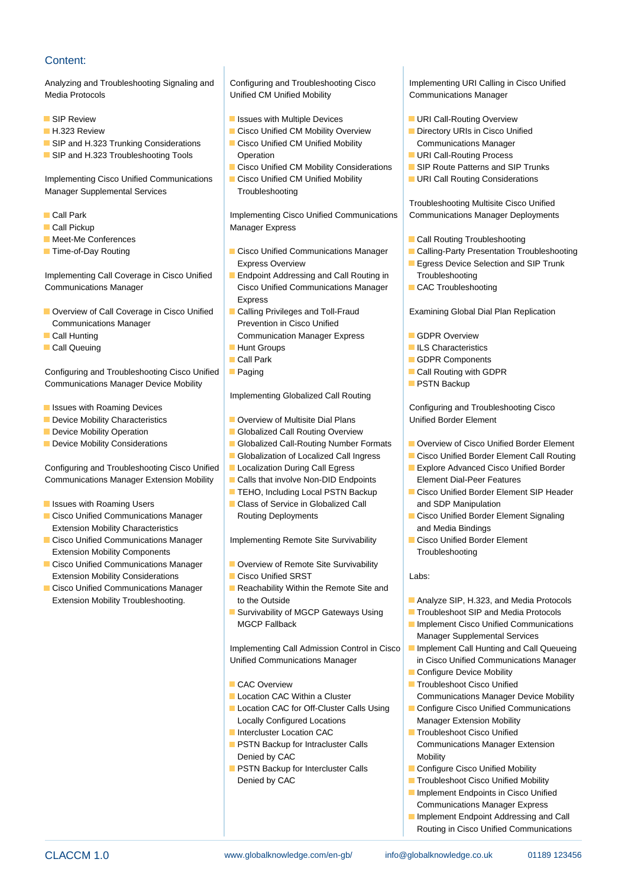## Content:

Analyzing and Troubleshooting Signaling and Media Protocols

- SIP Review
- H.323 Review
- SIP and H.323 Trunking Considerations
- SIP and H.323 Troubleshooting Tools

Implementing Cisco Unified Communications Manager Supplemental Services

- Call Park
- Call Pickup
- Meet-Me Conferences
- Time-of-Day Routing

Implementing Call Coverage in Cisco Unified Communications Manager

- Overview of Call Coverage in Cisco Unified Communications Manager
- Call Hunting
- Call Queuing

Configuring and Troubleshooting Cisco Unified Communications Manager Device Mobility

- Issues with Roaming Devices
- Device Mobility Characteristics
- Device Mobility Operation
- Device Mobility Considerations

Configuring and Troubleshooting Cisco Unified Communications Manager Extension Mobility

- Issues with Roaming Users
- Cisco Unified Communications Manager Extension Mobility Characteristics
- Cisco Unified Communications Manager Extension Mobility Components
- Cisco Unified Communications Manager Extension Mobility Considerations
- Cisco Unified Communications Manager Extension Mobility Troubleshooting.

Configuring and Troubleshooting Cisco Unified CM Unified Mobility

- Issues with Multiple Devices
- Cisco Unified CM Mobility Overview
- Cisco Unified CM Unified Mobility Operation
- Cisco Unified CM Mobility Considerations
- Cisco Unified CM Unified Mobility Troubleshooting

Implementing Cisco Unified Communications Manager Express

- Cisco Unified Communications Manager Express Overview
- Endpoint Addressing and Call Routing in Cisco Unified Communications Manager Express
- Calling Privileges and Toll-Fraud Prevention in Cisco Unified Communication Manager Express
- Hunt Groups
- Call Park
- Paging

Implementing Globalized Call Routing

- Overview of Multisite Dial Plans
- Globalized Call Routing Overview
- Globalized Call-Routing Number Formats
- Globalization of Localized Call Ingress
- Localization During Call Egress
- Calls that involve Non-DID Endpoints
- TEHO, Including Local PSTN Backup
- Class of Service in Globalized Call Routing Deployments

Implementing Remote Site Survivability

- Overview of Remote Site Survivability
- Cisco Unified SRST
- Reachability Within the Remote Site and to the Outside
- Survivability of MGCP Gateways Using MGCP Fallback

Implementing Call Admission Control in Cisco Unified Communications Manager

- CAC Overview
- Location CAC Within a Cluster
- Location CAC for Off-Cluster Calls Using Locally Configured Locations
- Intercluster Location CAC
- PSTN Backup for Intracluster Calls Denied by CAC
- PSTN Backup for Intercluster Calls Denied by CAC

Implementing URI Calling in Cisco Unified Communications Manager

- URI Call-Routing Overview
- Directory URIs in Cisco Unified Communications Manager
- URI Call-Routing Process
- SIP Route Patterns and SIP Trunks
- URI Call Routing Considerations

Troubleshooting Multisite Cisco Unified Communications Manager Deployments

- Call Routing Troubleshooting
- Calling-Party Presentation Troubleshooting
- Egress Device Selection and SIP Trunk Troubleshooting
- CAC Troubleshooting

Examining Global Dial Plan Replication

- GDPR Overview
- ILS Characteristics
- GDPR Components
- Call Routing with GDPR
- PSTN Backup

Configuring and Troubleshooting Cisco Unified Border Element

- Overview of Cisco Unified Border Element
- Cisco Unified Border Element Call Routing
- Explore Advanced Cisco Unified Border Element Dial-Peer Features
- Cisco Unified Border Element SIP Header and SDP Manipulation
- Cisco Unified Border Element Signaling and Media Bindings
- Cisco Unified Border Element Troubleshooting

Labs:

- Analyze SIP, H.323, and Media Protocols
- Troubleshoot SIP and Media Protocols
- Implement Cisco Unified Communications Manager Supplemental Services
- Implement Call Hunting and Call Queueing in Cisco Unified Communications Manager
- Configure Device Mobility
- Troubleshoot Cisco Unified Communications Manager Device Mobility
- Configure Cisco Unified Communications Manager Extension Mobility
- Troubleshoot Cisco Unified Communications Manager Extension Mobility
- Configure Cisco Unified Mobility
- Troubleshoot Cisco Unified Mobility
- Implement Endpoints in Cisco Unified Communications Manager Express
- Implement Endpoint Addressing and Call Routing in Cisco Unified Communications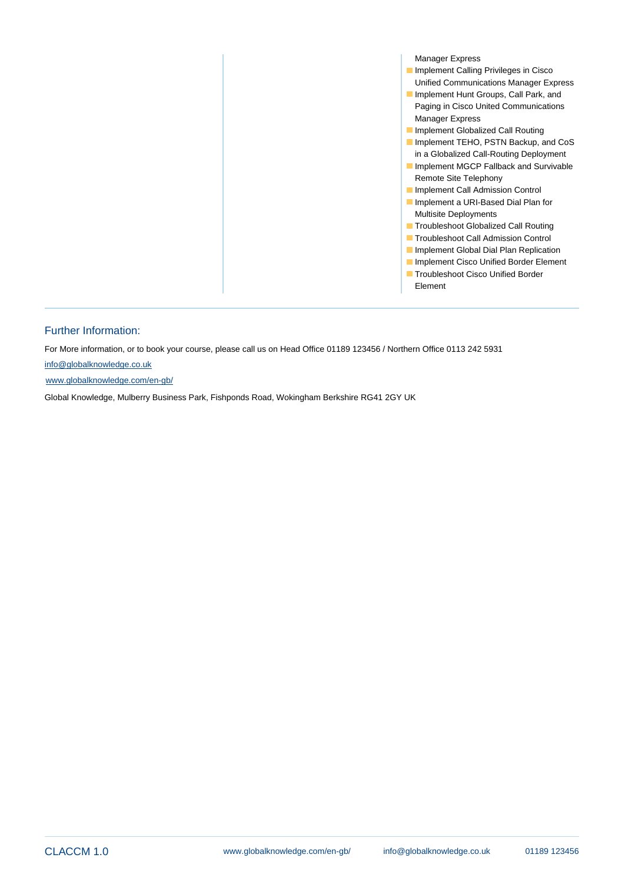Manager Express

- Implement Calling Privileges in Cisco Unified Communications Manager Express
- Implement Hunt Groups, Call Park, and Paging in Cisco United Communications Manager Express
- Implement Globalized Call Routing
- Implement TEHO, PSTN Backup, and CoS in a Globalized Call-Routing Deployment
- Implement MGCP Fallback and Survivable Remote Site Telephony
- Implement Call Admission Control
- Implement a URI-Based Dial Plan for Multisite Deployments
- Troubleshoot Globalized Call Routing
- Troubleshoot Call Admission Control
- Implement Global Dial Plan Replication
- Implement Cisco Unified Border Element
- Troubleshoot Cisco Unified Border Element

## Further Information:

For More information, or to book your course, please call us on Head Office 01189 123456 / Northern Office 0113 242 5931

info@globalknowledge.co.uk

www.globalknowledge.com/en-gb/

Global Knowledge, Mulberry Business Park, Fishponds Road, Wokingham Berkshire RG41 2GY UK